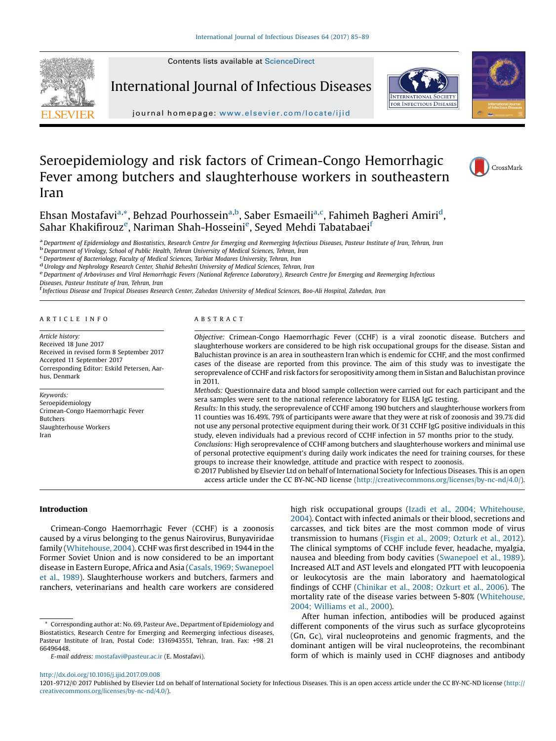# Seroepidemiology and risk factors of Crimean-Congo Hemorrhagic Fever among butchers and slaughterhouse workers in southeastern Iran

Ehsan Mostafavi[a,*], Behzad Pourhossein[a,b], Saber Esmaeili[a,c], Fahimeh Bagheri Amiri[d], Sahar Khakifirouz[e], Nariman Shah-Hosseini[e], Seyed Mehdi Tabatabaei[f]

[a] Department of Epidemiology and Biostatistics, Research Centre for Emerging and Reemerging Infectious Diseases, Pasteur Institute of Iran, Tehran, Iran
[b] Department of Virology, School of Public Health, Tehran University of Medical Sciences, Tehran, Iran
[c] Department of Bacteriology, Faculty of Medical Sciences, Tarbiat Modares University, Tehran, Iran
[d] Urology and Nephrology Research Center, Shahid Beheshti University of Medical Sciences, Tehran, Iran
[e] Department of Arboviruses and Viral Hemorrhagic Fevers (National Reference Laboratory), Research Centre for Emerging and Reemerging Infectious Diseases, Pasteur Institute of Iran, Tehran, Iran
[f] Infectious Disease and Tropical Diseases Research Center, Zahedan University of Medical Sciences, Boo-Ali Hospital, Zahedan, Iran

## ARTICLE INFO

*Article history:*
Received 18 June 2017
Received in revised form 8 September 2017
Accepted 11 September 2017
Corresponding Editor: Eskild Petersen, Aarhus, Denmark

*Keywords:*
Seroepidemiology
Crimean-Congo Haemorrhagic Fever
Butchers
Slaughterhouse Workers
Iran

## ABSTRACT

*Objective:* Crimean-Congo Haemorrhagic Fever (CCHF) is a viral zoonotic disease. Butchers and slaughterhouse workers are considered to be high risk occupational groups for the disease. Sistan and Baluchistan province is an area in southeastern Iran which is endemic for CCHF, and the most confirmed cases of the disease are reported from this province. The aim of this study was to investigate the seroprevalence of CCHF and risk factors for seropositivity among them in Sistan and Baluchistan province in 2011.

*Methods:* Questionnaire data and blood sample collection were carried out for each participant and the sera samples were sent to the national reference laboratory for ELISA IgG testing.

*Results:* In this study, the seroprevalence of CCHF among 190 butchers and slaughterhouse workers from 11 counties was 16.49%. 79% of participants were aware that they were at risk of zoonosis and 39.7% did not use any personal protective equipment during their work. Of 31 CCHF IgG positive individuals in this study, eleven individuals had a previous record of CCHF infection in 57 months prior to the study.

*Conclusions:* High seroprevalence of CCHF among butchers and slaughterhouse workers and minimal use of personal protective equipment's during daily work indicates the need for training courses, for these groups to increase their knowledge, attitude and practice with respect to zoonosis.

© 2017 Published by Elsevier Ltd on behalf of International Society for Infectious Diseases. This is an open access article under the CC BY-NC-ND license (http://creativecommons.org/licenses/by-nc-nd/4.0/).

## Introduction

Crimean-Congo Haemorrhagic Fever (CCHF) is a zoonosis caused by a virus belonging to the genus Nairovirus, Bunyaviridae family (Whitehouse, 2004). CCHF was first described in 1944 in the Former Soviet Union and is now considered to be an important disease in Eastern Europe, Africa and Asia (Casals, 1969; Swanepoel et al., 1989). Slaughterhouse workers and butchers, farmers and ranchers, veterinarians and health care workers are considered high risk occupational groups (Izadi et al., 2004; Whitehouse, 2004). Contact with infected animals or their blood, secretions and carcasses, and tick bites are the most common mode of virus transmission to humans (Fisgin et al., 2009; Ozturk et al., 2012). The clinical symptoms of CCHF include fever, headache, myalgia, nausea and bleeding from body cavities (Swanepoel et al., 1989). Increased ALT and AST levels and elongated PTT with leucopoenia or leukocytosis are the main laboratory and haematological findings of CCHF (Chinikar et al., 2008; Ozkurt et al., 2006). The mortality rate of the disease varies between 5-80% (Whitehouse, 2004; Williams et al., 2000).

After human infection, antibodies will be produced against different components of the virus such as surface glycoproteins (Gn, Gc), viral nucleoproteins and genomic fragments, and the dominant antigen will be viral nucleoproteins, the recombinant form of which is mainly used in CCHF diagnoses and antibody

* Corresponding author at: No. 69, Pasteur Ave., Department of Epidemiology and Biostatistics, Research Centre for Emerging and Reemerging infectious diseases, Pasteur Institute of Iran, Postal Code: 1316943551, Tehran, Iran. Fax: +98 21 66496448.
*E-mail address:* mostafavi@pasteur.ac.ir (E. Mostafavi).

http://dx.doi.org/10.1016/j.ijid.2017.09.008
1201-9712/© 2017 Published by Elsevier Ltd on behalf of International Society for Infectious Diseases. This is an open access article under the CC BY-NC-ND license (http://creativecommons.org/licenses/by-nc-nd/4.0/).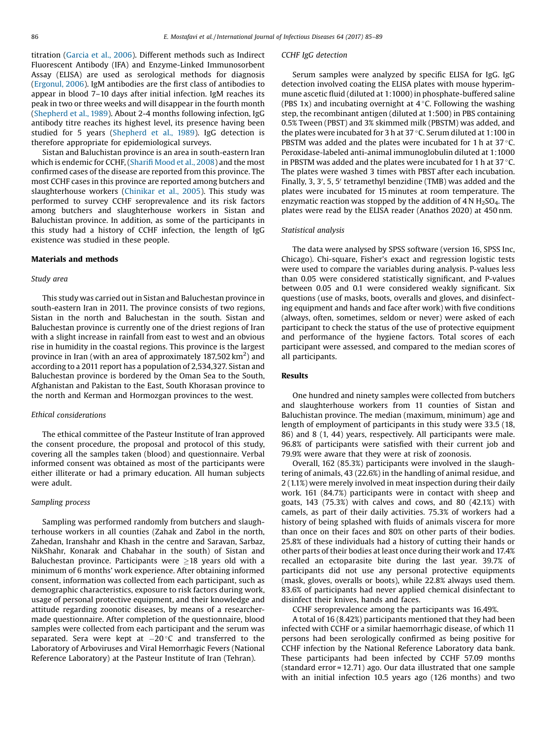titration (Garcia et al., 2006). Different methods such as Indirect Fluorescent Antibody (IFA) and Enzyme-Linked Immunosorbent Assay (ELISA) are used as serological methods for diagnosis (Ergonul, 2006). IgM antibodies are the first class of antibodies to appear in blood 7–10 days after initial infection. IgM reaches its peak in two or three weeks and will disappear in the fourth month (Shepherd et al., 1989). About 2-4 months following infection, IgG antibody titre reaches its highest level, its presence having been studied for 5 years (Shepherd et al., 1989). IgG detection is therefore appropriate for epidemiological surveys.

Sistan and Baluchistan province is an area in south-eastern Iran which is endemic for CCHF, (Sharifi Mood et al., 2008) and the most confirmed cases of the disease are reported from this province. The most CCHF cases in this province are reported among butchers and slaughterhouse workers (Chinikar et al., 2005). This study was performed to survey CCHF seroprevalence and its risk factors among butchers and slaughterhouse workers in Sistan and Baluchistan province. In addition, as some of the participants in this study had a history of CCHF infection, the length of IgG existence was studied in these people.

## Materials and methods

### Study area

This study was carried out in Sistan and Baluchestan province in south-eastern Iran in 2011. The province consists of two regions, Sistan in the north and Baluchestan in the south. Sistan and Baluchestan province is currently one of the driest regions of Iran with a slight increase in rainfall from east to west and an obvious rise in humidity in the coastal regions. This province is the largest province in Iran (with an area of approximately 187,502 $km^2$) and according to a 2011 report has a population of 2,534,327. Sistan and Baluchestan province is bordered by the Oman Sea to the South, Afghanistan and Pakistan to the East, South Khorasan province to the north and Kerman and Hormozgan provinces to the west.

### Ethical considerations

The ethical committee of the Pasteur Institute of Iran approved the consent procedure, the proposal and protocol of this study, covering all the samples taken (blood) and questionnaire. Verbal informed consent was obtained as most of the participants were either illiterate or had a primary education. All human subjects were adult.

### Sampling process

Sampling was performed randomly from butchers and slaughterhouse workers in all counties (Zahak and Zabol in the north, Zahedan, Iranshahr and Khash in the centre and Saravan, Sarbaz, NikShahr, Konarak and Chabahar in the south) of Sistan and Baluchestan province. Participants were $\geq$18 years old with a minimum of 6 months' work experience. After obtaining informed consent, information was collected from each participant, such as demographic characteristics, exposure to risk factors during work, usage of personal protective equipment, and their knowledge and attitude regarding zoonotic diseases, by means of a researcher-made questionnaire. After completion of the questionnaire, blood samples were collected from each participant and the serum was separated. Sera were kept at $-20\,^{\circ}C$ and transferred to the Laboratory of Arboviruses and Viral Hemorrhagic Fevers (National Reference Laboratory) at the Pasteur Institute of Iran (Tehran).

### CCHF IgG detection

Serum samples were analyzed by specific ELISA for IgG. IgG detection involved coating the ELISA plates with mouse hyperimmune ascetic fluid (diluted at 1:1000) in phosphate-buffered saline (PBS 1x) and incubating overnight at 4 °C. Following the washing step, the recombinant antigen (diluted at 1:500) in PBS containing 0.5% Tween (PBST) and 3% skimmed milk (PBSTM) was added, and the plates were incubated for 3 h at 37 °C. Serum diluted at 1:100 in PBSTM was added and the plates were incubated for 1 h at 37 °C. Peroxidase-labeled anti-animal immunoglobulin diluted at 1:1000 in PBSTM was added and the plates were incubated for 1 h at 37 °C. The plates were washed 3 times with PBST after each incubation. Finally, 3, 3′, 5, 5′ tetramethyl benzidine (TMB) was added and the plates were incubated for 15 minutes at room temperature. The enzymatic reaction was stopped by the addition of 4 N $H_2SO_4$. The plates were read by the ELISA reader (Anathos 2020) at 450 nm.

### Statistical analysis

The data were analysed by SPSS software (version 16, SPSS Inc, Chicago). Chi-square, Fisher's exact and regression logistic tests were used to compare the variables during analysis. P-values less than 0.05 were considered statistically significant, and P-values between 0.05 and 0.1 were considered weakly significant. Six questions (use of masks, boots, overalls and gloves, and disinfecting equipment and hands and face after work) with five conditions (always, often, sometimes, seldom or never) were asked of each participant to check the status of the use of protective equipment and performance of the hygiene factors. Total scores of each participant were assessed, and compared to the median scores of all participants.

## Results

One hundred and ninety samples were collected from butchers and slaughterhouse workers from 11 counties of Sistan and Baluchestan province. The median (maximum, minimum) age and length of employment of the participants in this study were 33.5 (18, 86) and 8 (1, 44) years, respectively. All participants were male. 96.8% of participants were satisfied with their current job and 79.9% were aware that they were at risk of zoonosis.

Overall, 162 (85.3%) participants were involved in the slaughtering of animals, 43 (22.6%) in the handling of animal residue, and 2 (1.1%) were merely involved in meat inspection during their daily work. 161 (84.7%) participants were in contact with sheep and goats, 143 (75.3%) with calves and cows, and 80 (42.1%) with camels, as part of their daily activities. 75.3% of workers had a history of being splashed with fluids of animals viscera for more than once on their faces and 80% on other parts of their bodies. 25.8% of these individuals had a history of cutting their hands or other parts of their bodies at least once during their work and 17.4% recalled an ectoparasite bite during the last year. 39.7% of participants did not use any personal protective equipments (mask, gloves, overalls or boots), while 22.8% always used them. 83.6% of participants had never applied chemical disinfectant to disinfect their knives, hands and faces.

CCHF seroprevalence among the participants was 16.49%.

A total of 16 (8.42%) participants mentioned that they had been infected with CCHF or a similar haemorrhagic disease, of which 11 persons had been serologically confirmed as being positive for CCHF infection by the National Reference Laboratory data bank. These participants had been infected by CCHF 57.09 months (standard error = 12.71) ago. Our data illustrated that one sample with an initial infection 10.5 years ago (126 months) and two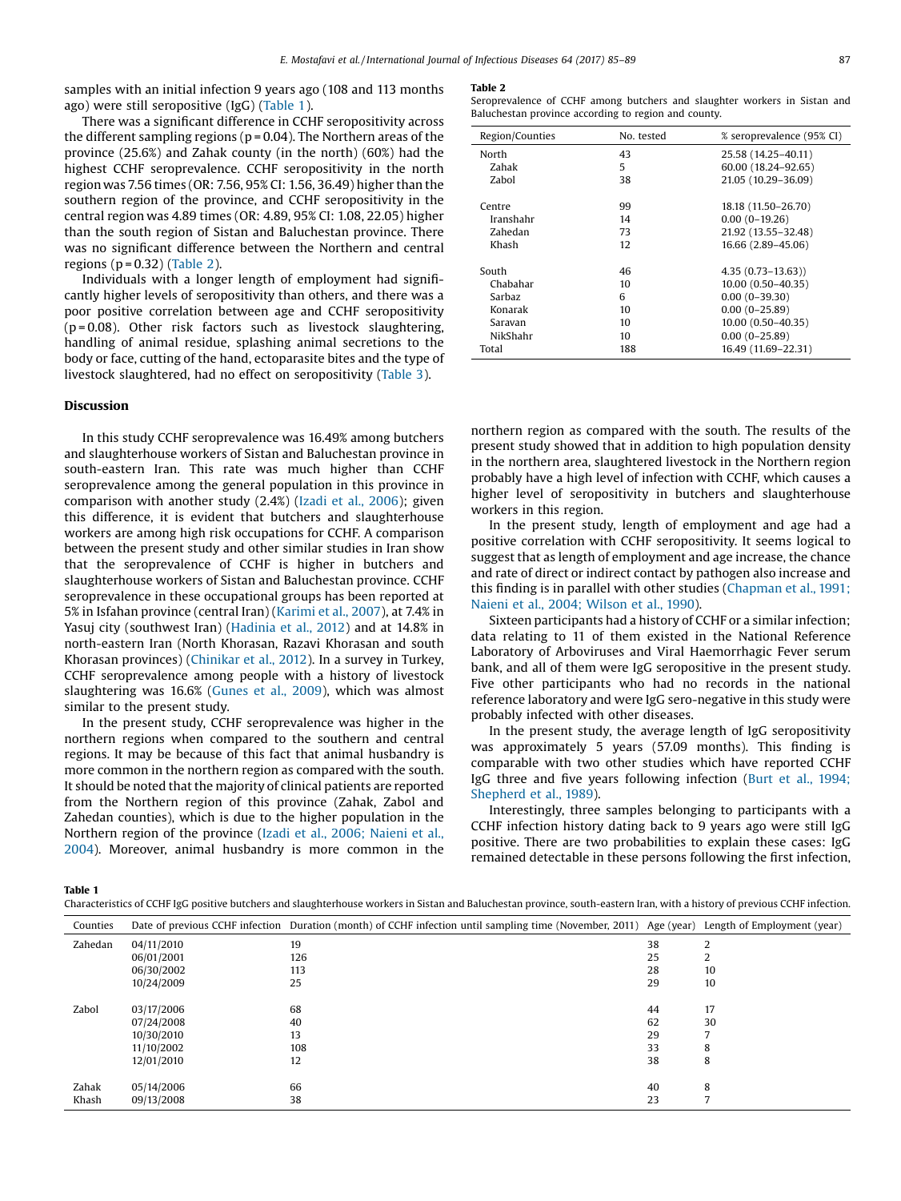samples with an initial infection 9 years ago (108 and 113 months ago) were still seropositive (IgG) (Table 1).

There was a significant difference in CCHF seropositivity across the different sampling regions ($p = 0.04$). The Northern areas of the province (25.6%) and Zahak county (in the north) (60%) had the highest CCHF seroprevalence. CCHF seropositivity in the north region was 7.56 times (OR: 7.56, 95% CI: 1.56, 36.49) higher than the southern region of the province, and CCHF seropositivity in the central region was 4.89 times (OR: 4.89, 95% CI: 1.08, 22.05) higher than the south region of Sistan and Baluchestan province. There was no significant difference between the Northern and central regions ($p = 0.32$) (Table 2).

Individuals with a longer length of employment had significantly higher levels of seropositivity than others, and there was a poor positive correlation between age and CCHF seropositivity ($p = 0.08$). Other risk factors such as livestock slaughtering, handling of animal residue, splashing animal secretions to the body or face, cutting of the hand, ectoparasite bites and the type of livestock slaughtered, had no effect on seropositivity (Table 3).

**Table 2**
Seroprevalence of CCHF among butchers and slaughter workers in Sistan and Baluchestan province according to region and county.

| Region/Counties | No. tested | % seroprevalence (95% CI) |
|---|---|---|
| North | 43 | 25.58 (14.25–40.11) |
| Zahak | 5 | 60.00 (18.24–92.65) |
| Zabol | 38 | 21.05 (10.29–36.09) |
| Centre | 99 | 18.18 (11.50–26.70) |
| Iranshahr | 14 | 0.00 (0–19.26) |
| Zahedan | 73 | 21.92 (13.55–32.48) |
| Khash | 12 | 16.66 (2.89–45.06) |
| South | 46 | 4.35 (0.73–13.63)) |
| Chabahar | 10 | 10.00 (0.50–40.35) |
| Sarbaz | 6 | 0.00 (0–39.30) |
| Konarak | 10 | 0.00 (0–25.89) |
| Saravan | 10 | 10.00 (0.50–40.35) |
| NikShahr | 10 | 0.00 (0–25.89) |
| Total | 188 | 16.49 (11.69–22.31) |

## Discussion

In this study CCHF seroprevalence was 16.49% among butchers and slaughterhouse workers of Sistan and Baluchestan province in south-eastern Iran. This rate was much higher than CCHF seroprevalence among the general population in this province in comparison with another study (2.4%) (Izadi et al., 2006); given this difference, it is evident that butchers and slaughterhouse workers are among high risk occupations for CCHF. A comparison between the present study and other similar studies in Iran show that the seroprevalence of CCHF is higher in butchers and slaughterhouse workers of Sistan and Baluchestan province. CCHF seroprevalence in these occupational groups has been reported at 5% in Isfahan province (central Iran) (Karimi et al., 2007), at 7.4% in Yasuj city (southwest Iran) (Hadinia et al., 2012) and at 14.8% in north-eastern Iran (North Khorasan, Razavi Khorasan and south Khorasan provinces) (Chinikar et al., 2012). In a survey in Turkey, CCHF seroprevalence among people with a history of livestock slaughtering was 16.6% (Gunes et al., 2009), which was almost similar to the present study.

In the present study, CCHF seroprevalence was higher in the northern regions when compared to the southern and central regions. It may be because of this fact that animal husbandry is more common in the northern region as compared with the south. It should be noted that the majority of clinical patients are reported from the Northern region of this province (Zahak, Zabol and Zahedan counties), which is due to the higher population in the Northern region of the province (Izadi et al., 2006; Naieni et al., 2004). Moreover, animal husbandry is more common in the northern region as compared with the south. The results of the present study showed that in addition to high population density in the northern area, slaughtered livestock in the Northern region probably have a high level of infection with CCHF, which causes a higher level of seropositivity in butchers and slaughterhouse workers in this region.

In the present study, length of employment and age had a positive correlation with CCHF seropositivity. It seems logical to suggest that as length of employment and age increase, the chance and rate of direct or indirect contact by pathogen also increase and this finding is in parallel with other studies (Chapman et al., 1991; Naieni et al., 2004; Wilson et al., 1990).

Sixteen participants had a history of CCHF or a similar infection; data relating to 11 of them existed in the National Reference Laboratory of Arboviruses and Viral Haemorrhagic Fever serum bank, and all of them were IgG seropositive in the present study. Five other participants who had no records in the national reference laboratory and were IgG sero-negative in this study were probably infected with other diseases.

In the present study, the average length of IgG seropositivity was approximately 5 years (57.09 months). This finding is comparable with two other studies which have reported CCHF IgG three and five years following infection (Burt et al., 1994; Shepherd et al., 1989).

Interestingly, three samples belonging to participants with a CCHF infection history dating back to 9 years ago were still IgG positive. There are two probabilities to explain these cases: IgG remained detectable in these persons following the first infection,

**Table 1**
Characteristics of CCHF IgG positive butchers and slaughterhouse workers in Sistan and Baluchestan province, south-eastern Iran, with a history of previous CCHF infection.

| Counties | Date of previous CCHF infection | Duration (month) of CCHF infection until sampling time (November, 2011) | Age (year) | Length of Employment (year) |
|---|---|---|---|---|
| Zahedan | 04/11/2010 | 19 | 38 | 2 |
| | 06/01/2001 | 126 | 25 | 2 |
| | 06/30/2002 | 113 | 28 | 10 |
| | 10/24/2009 | 25 | 29 | 10 |
| Zabol | 03/17/2006 | 68 | 44 | 17 |
| | 07/24/2008 | 40 | 62 | 30 |
| | 10/30/2010 | 13 | 29 | 7 |
| | 11/10/2002 | 108 | 33 | 8 |
| | 12/01/2010 | 12 | 38 | 8 |
| Zahak | 05/14/2006 | 66 | 40 | 8 |
| Khash | 09/13/2008 | 38 | 23 | 7 |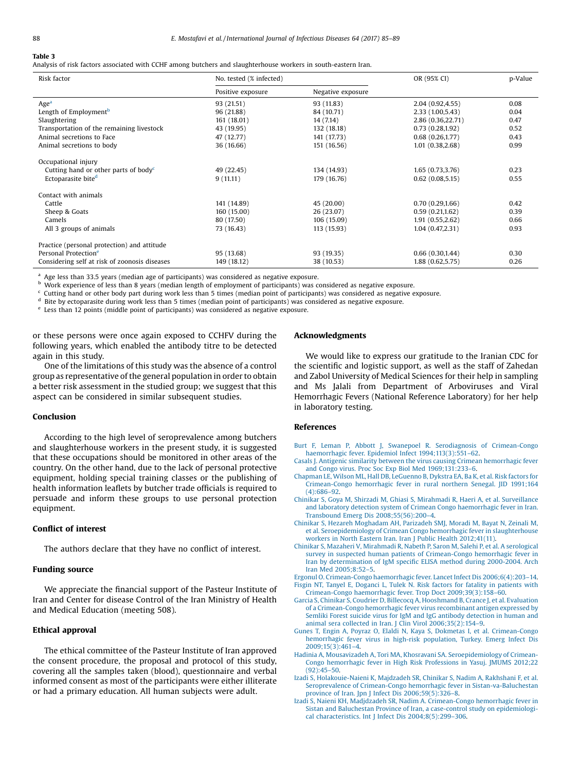**Table 3**
Analysis of risk factors associated with CCHF among butchers and slaughterhouse workers in south-eastern Iran.

| Risk factor | No. tested (% infected) | | OR (95% CI) | p-Value |
|---|---|---|---|---|
| | Positive exposure | Negative exposure | | |
| Age[a] | 93 (21.51) | 93 (11.83) | 2.04 (0.92,4.55) | 0.08 |
| Length of Employment[b] | 96 (21.88) | 84 (10.71) | 2.33 (1.00,5.43) | 0.04 |
| Slaughtering | 161 (18.01) | 14 (7.14) | 2.86 (0.36,22.71) | 0.47 |
| Transportation of the remaining livestock | 43 (19.95) | 132 (18.18) | 0.73 (0.28,1.92) | 0.52 |
| Animal secretions to Face | 47 (12.77) | 141 (17.73) | 0.68 (0.26,1.77) | 0.43 |
| Animal secretions to body | 36 (16.66) | 151 (16.56) | 1.01 (0.38,2.68) | 0.99 |
| Occupational injury | | | | |
| Cutting hand or other parts of body[c] | 49 (22.45) | 134 (14.93) | 1.65 (0.73,3.76) | 0.23 |
| Ectoparasite bite[d] | 9 (11.11) | 179 (16.76) | 0.62 (0.08,5.15) | 0.55 |
| Contact with animals | | | | |
| Cattle | 141 (14.89) | 45 (20.00) | 0.70 (0.29,1.66) | 0.42 |
| Sheep & Goats | 160 (15.00) | 26 (23.07) | 0.59 (0.21,1.62) | 0.39 |
| Camels | 80 (17.50) | 106 (15.09) | 1.91 (0.55,2.62) | 0.66 |
| All 3 groups of animals | 73 (16.43) | 113 (15.93) | 1.04 (0.47,2.31) | 0.93 |
| Practice (personal protection) and attitude | | | | |
| Personal Protection[e] | 95 (13.68) | 93 (19.35) | 0.66 (0.30,1.44) | 0.30 |
| Considering self at risk of zoonosis diseases | 149 (18.12) | 38 (10.53) | 1.88 (0.62,5.75) | 0.26 |

[a] Age less than 33.5 years (median age of participants) was considered as negative exposure.
[b] Work experience of less than 8 years (median length of employment of participants) was considered as negative exposure.
[c] Cutting hand or other body part during work less than 5 times (median point of participants) was considered as negative exposure.
[d] Bite by ectoparasite during work less than 5 times (median point of participants) was considered as negative exposure.
[e] Less than 12 points (middle point of participants) was considered as negative exposure.

or these persons were once again exposed to CCHFV during the following years, which enabled the antibody titre to be detected again in this study.

One of the limitations of this study was the absence of a control group as representative of the general population in order to obtain a better risk assessment in the studied group; we suggest that this aspect can be considered in similar subsequent studies.

## Conclusion

According to the high level of seroprevalence among butchers and slaughterhouse workers in the present study, it is suggested that these occupations should be monitored in other areas of the country. On the other hand, due to the lack of personal protective equipment, holding special training classes or the publishing of health information leaflets by butcher trade officials is required to persuade and inform these groups to use personal protection equipment.

## Conflict of interest

The authors declare that they have no conflict of interest.

## Funding source

We appreciate the financial support of the Pasteur Institute of Iran and Center for disease Control of the Iran Ministry of Health and Medical Education (meeting 508).

## Ethical approval

The ethical committee of the Pasteur Institute of Iran approved the consent procedure, the proposal and protocol of this study, covering all the samples taken (blood), questionnaire and verbal informed consent as most of the participants were either illiterate or had a primary education. All human subjects were adult.

## Acknowledgments

We would like to express our gratitude to the Iranian CDC for the scientific and logistic support, as well as the staff of Zahedan and Zabol University of Medical Sciences for their help in sampling and Ms Jalali from Department of Arboviruses and Viral Hemorrhagic Fevers (National Reference Laboratory) for her help in laboratory testing.

## References

Burt F, Leman P, Abbott J, Swanepoel R. Serodiagnosis of Crimean-Congo haemorrhagic fever. Epidemiol Infect 1994;113(3):551–62.

Casals J. Antigenic similarity between the virus causing Crimean hemorrhagic fever and Congo virus. Proc Soc Exp Biol Med 1969;131:233–6.

Chapman LE, Wilson ML, Hall DB, LeGuenno B, Dykstra EA, Ba K, et al. Risk factors for Crimean-Congo hemorrhagic fever in rural northern Senegal. JID 1991;164 (4):686–92.

Chinikar S, Goya M, Shirzadi M, Ghiasi S, Mirahmadi R, Haeri A, et al. Surveillance and laboratory detection system of Crimean Congo haemorrhagic fever in Iran. Transbound Emerg Dis 2008;55(56):200–4.

Chinikar S, Hezareh Moghadam AH, Parizadeh SMJ, Moradi M, Bayat N, Zeinali M, et al. Seroepidemiology of Crimean Congo hemorrhagic fever in slaughterhouse workers in North Eastern Iran. Iran J Public Health 2012;41(11).

Chinikar S, Mazaheri V, Mirahmadi R, Nabeth P, Saron M, Salehi P, et al. A serological survey in suspected human patients of Crimean-Congo hemorrhagic fever in Iran by determination of IgM specific ELISA method during 2000-2004. Arch Iran Med 2005;8:52–5.

Ergonul O. Crimean-Congo haemorrhagic fever. Lancet Infect Dis 2006;6(4):203–14.

Fisgin NT, Tanyel E, Doganci L, Tulek N. Risk factors for fatality in patients with Crimean-Congo haemorrhagic fever. Trop Doct 2009;39(3):158–60.

Garcia S, Chinikar S, Coudrier D, Billecocq A, Hooshmand B, Crance J, et al. Evaluation of a Crimean-Congo hemorrhagic fever virus recombinant antigen expressed by Semliki Forest suicide virus for IgM and IgG antibody detection in human and animal sera collected in Iran. J Clin Virol 2006;35(2):154–9.

Gunes T, Engin A, Poyraz O, Elaldi N, Kaya S, Dokmetas I, et al. Crimean-Congo hemorrhagic fever virus in high-risk population, Turkey. Emerg Infect Dis 2009;15(3):461–4.

Hadinia A, Mousavizadeh A, Tori MA, Khosravani SA. Seroepidemiology of Crimean-Congo hemorrhagic fever in High Risk Professions in Yasuj. JMUMS 2012;22 (92):45–50.

Izadi S, Holakouie-Naieni K, Majdzadeh SR, Chinikar S, Nadim A, Rakhshani F, et al. Seroprevalence of Crimean-Congo hemorrhagic fever in Sistan-va-Baluchestan province of Iran. Jpn J Infect Dis 2006;59(5):326–8.

Izadi S, Naieni KH, Madjdzadeh SR, Nadim A. Crimean-Congo hemorrhagic fever in Sistan and Baluchestan Province of Iran, a case-control study on epidemiological characteristics. Int J Infect Dis 2004;8(5):299–306.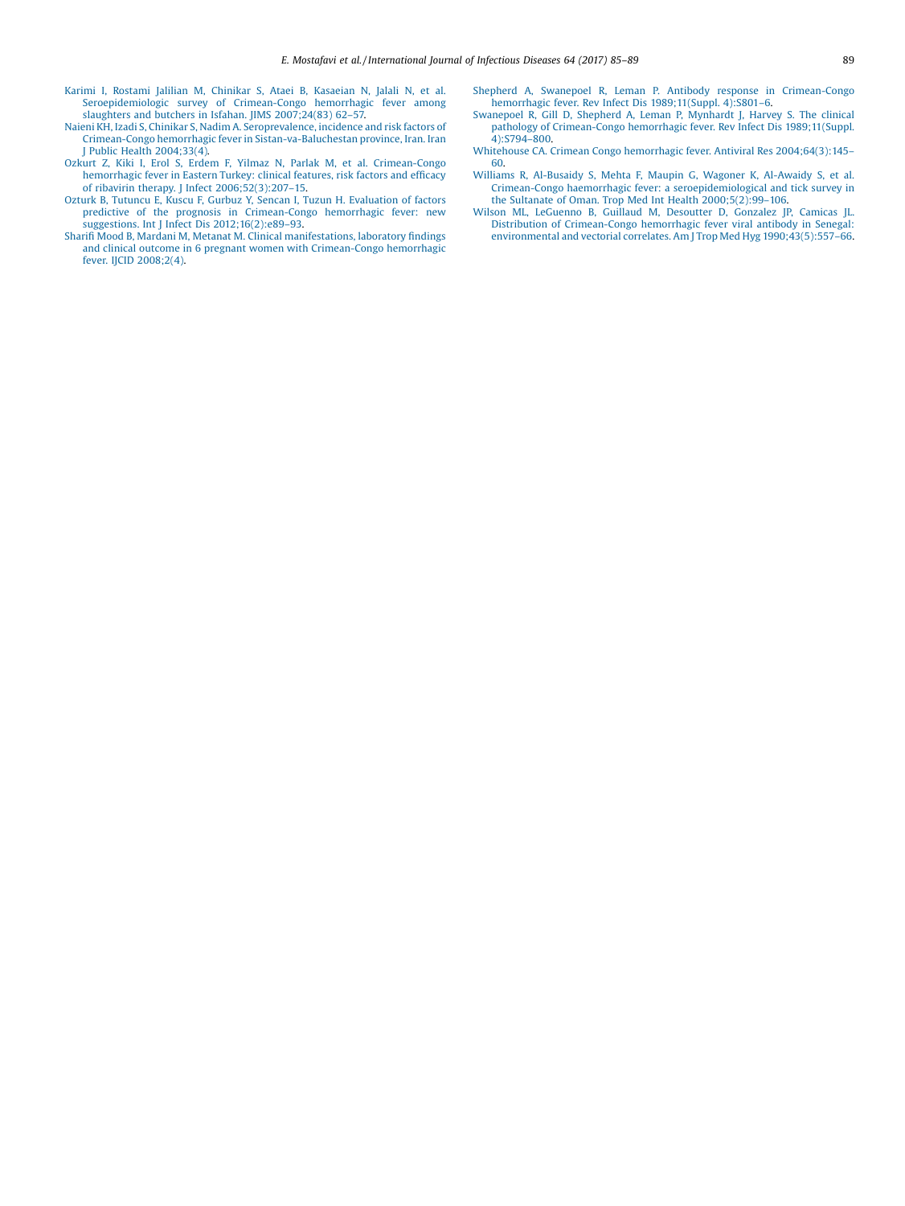Karimi I, Rostami Jalilian M, Chinikar S, Ataei B, Kasaeian N, Jalali N, et al. Seroepidemiologic survey of Crimean-Congo hemorrhagic fever among slaughters and butchers in Isfahan. JIMS 2007;24(83) 62–57.

Naieni KH, Izadi S, Chinikar S, Nadim A. Seroprevalence, incidence and risk factors of Crimean-Congo hemorrhagic fever in Sistan-va-Baluchestan province, Iran. Iran J Public Health 2004;33(4).

Ozkurt Z, Kiki I, Erol S, Erdem F, Yilmaz N, Parlak M, et al. Crimean-Congo hemorrhagic fever in Eastern Turkey: clinical features, risk factors and efficacy of ribavirin therapy. J Infect 2006;52(3):207–15.

Ozturk B, Tutuncu E, Kuscu F, Gurbuz Y, Sencan I, Tuzun H. Evaluation of factors predictive of the prognosis in Crimean-Congo hemorrhagic fever: new suggestions. Int J Infect Dis 2012;16(2):e89–93.

Sharifi Mood B, Mardani M, Metanat M. Clinical manifestations, laboratory findings and clinical outcome in 6 pregnant women with Crimean-Congo hemorrhagic fever. IJCID 2008;2(4).

Shepherd A, Swanepoel R, Leman P. Antibody response in Crimean-Congo hemorrhagic fever. Rev Infect Dis 1989;11(Suppl. 4):S801–6.

Swanepoel R, Gill D, Shepherd A, Leman P, Mynhardt J, Harvey S. The clinical pathology of Crimean-Congo hemorrhagic fever. Rev Infect Dis 1989;11(Suppl. 4):S794–800.

Whitehouse CA. Crimean Congo hemorrhagic fever. Antiviral Res 2004;64(3):145–60.

Williams R, Al-Busaidy S, Mehta F, Maupin G, Wagoner K, Al-Awaidy S, et al. Crimean-Congo haemorrhagic fever: a seroepidemiological and tick survey in the Sultanate of Oman. Trop Med Int Health 2000;5(2):99–106.

Wilson ML, LeGuenno B, Guillaud M, Desoutter D, Gonzalez JP, Camicas JL. Distribution of Crimean-Congo hemorrhagic fever viral antibody in Senegal: environmental and vectorial correlates. Am J Trop Med Hyg 1990;43(5):557–66.